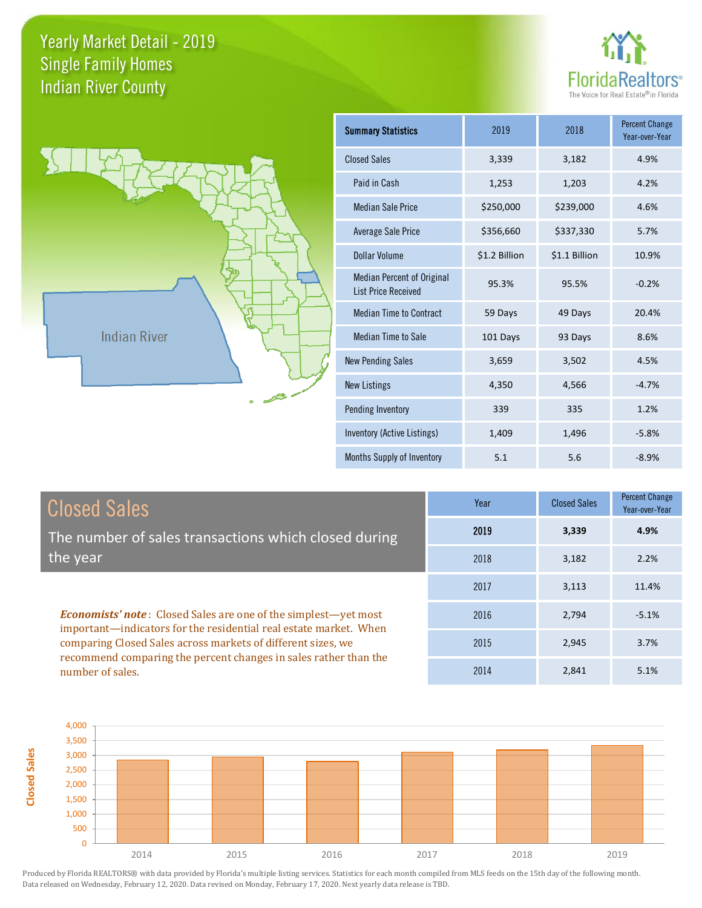# Yearly Market Detail - 2019
## Single Family Homes
## Indian River County

FloridaRealtors®
The Voice for Real Estate® in Florida

Indian River

| Summary Statistics | 2019 | 2018 | Percent Change Year-over-Year |
|---|---|---|---|
| Closed Sales | 3,339 | 3,182 | 4.9% |
| Paid in Cash | 1,253 | 1,203 | 4.2% |
| Median Sale Price | $250,000 | $239,000 | 4.6% |
| Average Sale Price | $356,660 | $337,330 | 5.7% |
| Dollar Volume | $1.2 Billion | $1.1 Billion | 10.9% |
| Median Percent of Original List Price Received | 95.3% | 95.5% | -0.2% |
| Median Time to Contract | 59 Days | 49 Days | 20.4% |
| Median Time to Sale | 101 Days | 93 Days | 8.6% |
| New Pending Sales | 3,659 | 3,502 | 4.5% |
| New Listings | 4,350 | 4,566 | -4.7% |
| Pending Inventory | 339 | 335 | 1.2% |
| Inventory (Active Listings) | 1,409 | 1,496 | -5.8% |
| Months Supply of Inventory | 5.1 | 5.6 | -8.9% |

## Closed Sales

The number of sales transactions which closed during the year

| Year | Closed Sales | Percent Change Year-over-Year |
|---|---|---|
| **2019** | **3,339** | **4.9%** |
| 2018 | 3,182 | 2.2% |
| 2017 | 3,113 | 11.4% |
| 2016 | 2,794 | -5.1% |
| 2015 | 2,945 | 3.7% |
| 2014 | 2,841 | 5.1% |

***Economists' note***: Closed Sales are one of the simplest—yet most important—indicators for the residential real estate market. When comparing Closed Sales across markets of different sizes, we recommend comparing the percent changes in sales rather than the number of sales.

Produced by Florida REALTORS® with data provided by Florida's multiple listing services. Statistics for each month compiled from MLS feeds on the 15th day of the following month. Data released on Wednesday, February 12, 2020. Data revised on Monday, February 17, 2020. Next yearly data release is TBD.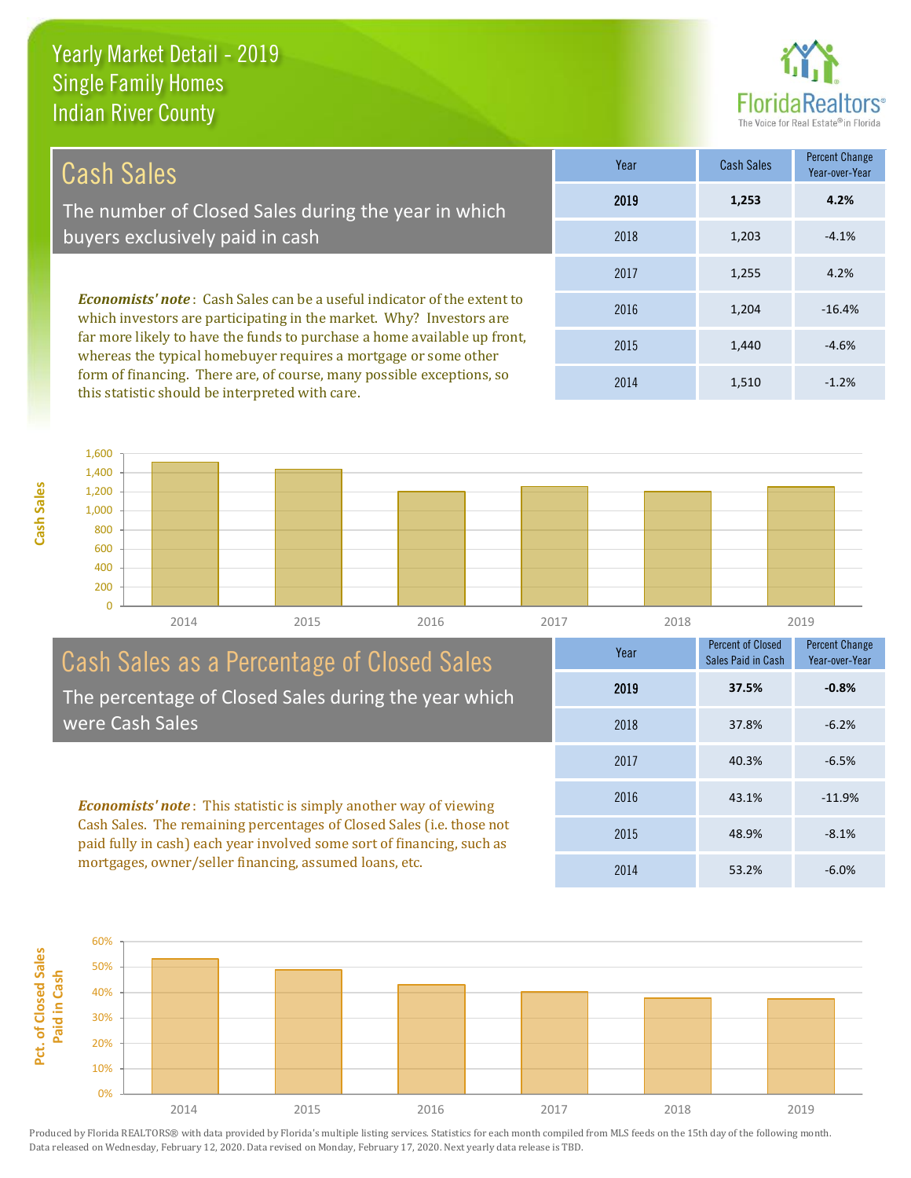# Yearly Market Detail - 2019
## Single Family Homes
## Indian River County

## Cash Sales

The number of Closed Sales during the year in which buyers exclusively paid in cash

***Economists' note***: Cash Sales can be a useful indicator of the extent to which investors are participating in the market. Why? Investors are far more likely to have the funds to purchase a home available up front, whereas the typical homebuyer requires a mortgage or some other form of financing. There are, of course, many possible exceptions, so this statistic should be interpreted with care.

| Year | Cash Sales | Percent Change Year-over-Year |
|---|---|---|
| **2019** | **1,253** | **4.2%** |
| 2018 | 1,203 | -4.1% |
| 2017 | 1,255 | 4.2% |
| 2016 | 1,204 | -16.4% |
| 2015 | 1,440 | -4.6% |
| 2014 | 1,510 | -1.2% |

## Cash Sales as a Percentage of Closed Sales

The percentage of Closed Sales during the year which were Cash Sales

***Economists' note***: This statistic is simply another way of viewing Cash Sales. The remaining percentages of Closed Sales (i.e. those not paid fully in cash) each year involved some sort of financing, such as mortgages, owner/seller financing, assumed loans, etc.

| Year | Percent of Closed Sales Paid in Cash | Percent Change Year-over-Year |
|---|---|---|
| **2019** | **37.5%** | **-0.8%** |
| 2018 | 37.8% | -6.2% |
| 2017 | 40.3% | -6.5% |
| 2016 | 43.1% | -11.9% |
| 2015 | 48.9% | -8.1% |
| 2014 | 53.2% | -6.0% |

Produced by Florida REALTORS® with data provided by Florida's multiple listing services. Statistics for each month compiled from MLS feeds on the 15th day of the following month. Data released on Wednesday, February 12, 2020. Data revised on Monday, February 17, 2020. Next yearly data release is TBD.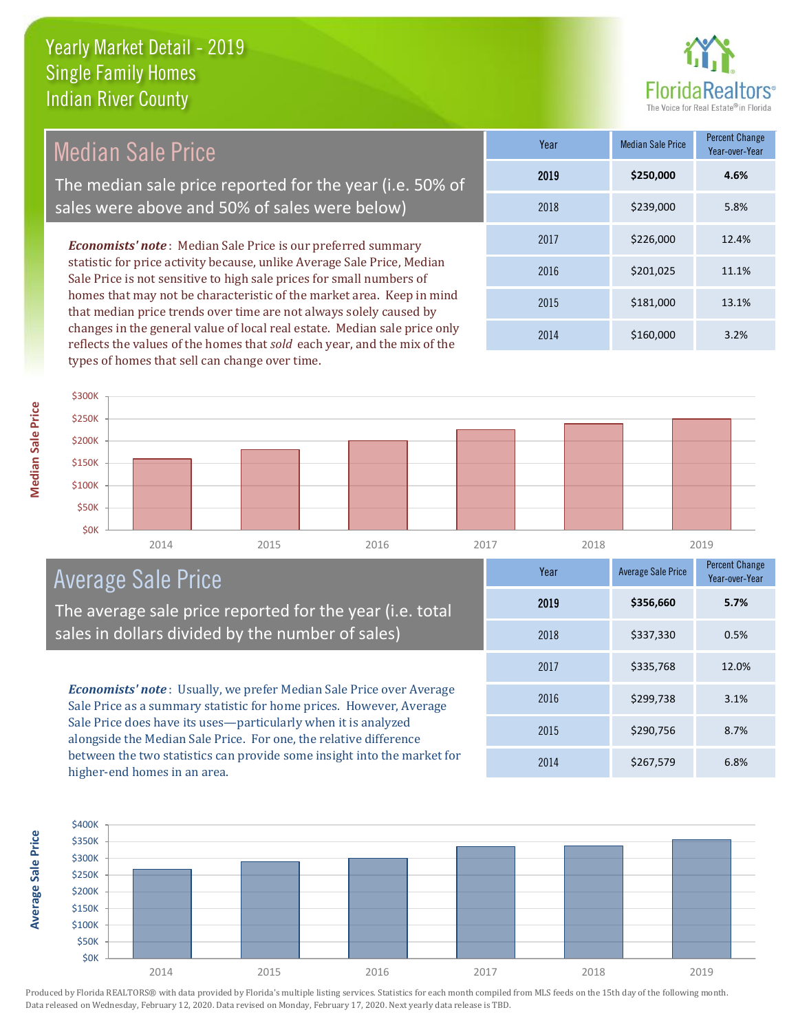# Yearly Market Detail - 2019
## Single Family Homes
## Indian River County

## Median Sale Price

The median sale price reported for the year (i.e. 50% of sales were above and 50% of sales were below)

***Economists' note***: Median Sale Price is our preferred summary statistic for price activity because, unlike Average Sale Price, Median Sale Price is not sensitive to high sale prices for small numbers of homes that may not be characteristic of the market area. Keep in mind that median price trends over time are not always solely caused by changes in the general value of local real estate. Median sale price only reflects the values of the homes that *sold* each year, and the mix of the types of homes that sell can change over time.

| Year | Median Sale Price | Percent Change Year-over-Year |
|---|---|---|
| **2019** | **$250,000** | **4.6%** |
| 2018 | $239,000 | 5.8% |
| 2017 | $226,000 | 12.4% |
| 2016 | $201,025 | 11.1% |
| 2015 | $181,000 | 13.1% |
| 2014 | $160,000 | 3.2% |

## Average Sale Price

The average sale price reported for the year (i.e. total sales in dollars divided by the number of sales)

***Economists' note***: Usually, we prefer Median Sale Price over Average Sale Price as a summary statistic for home prices. However, Average Sale Price does have its uses—particularly when it is analyzed alongside the Median Sale Price. For one, the relative difference between the two statistics can provide some insight into the market for higher-end homes in an area.

| Year | Average Sale Price | Percent Change Year-over-Year |
|---|---|---|
| **2019** | **$356,660** | **5.7%** |
| 2018 | $337,330 | 0.5% |
| 2017 | $335,768 | 12.0% |
| 2016 | $299,738 | 3.1% |
| 2015 | $290,756 | 8.7% |
| 2014 | $267,579 | 6.8% |

Produced by Florida REALTORS® with data provided by Florida's multiple listing services. Statistics for each month compiled from MLS feeds on the 15th day of the following month. Data released on Wednesday, February 12, 2020. Data revised on Monday, February 17, 2020. Next yearly data release is TBD.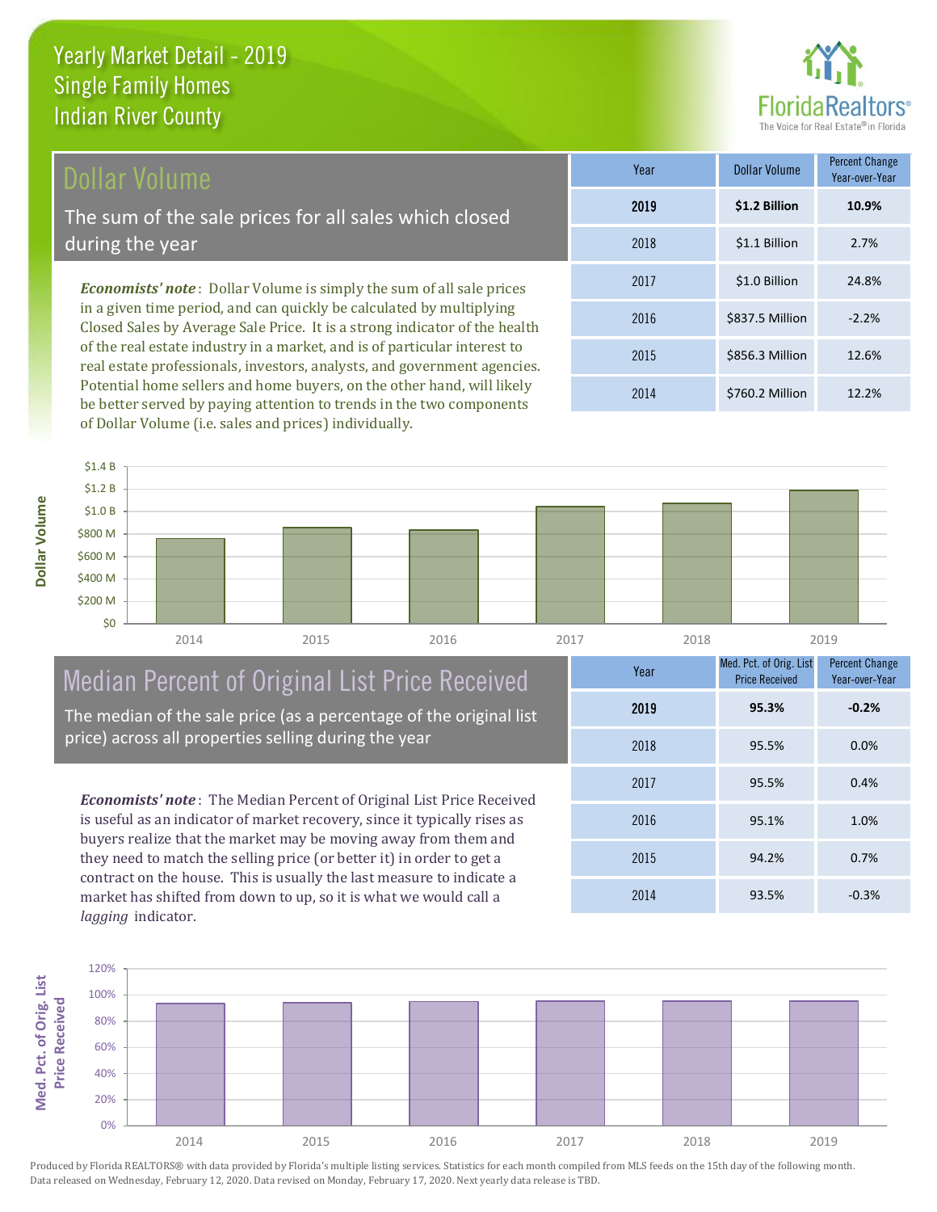# Yearly Market Detail - 2019
## Single Family Homes
## Indian River County

## Dollar Volume

The sum of the sale prices for all sales which closed during the year

*Economists' note*: Dollar Volume is simply the sum of all sale prices in a given time period, and can quickly be calculated by multiplying Closed Sales by Average Sale Price. It is a strong indicator of the health of the real estate industry in a market, and is of particular interest to real estate professionals, investors, analysts, and government agencies. Potential home sellers and home buyers, on the other hand, will likely be better served by paying attention to trends in the two components of Dollar Volume (i.e. sales and prices) individually.

| Year | Dollar Volume | Percent Change Year-over-Year |
|---|---|---|
| **2019** | **$1.2 Billion** | **10.9%** |
| 2018 | $1.1 Billion | 2.7% |
| 2017 | $1.0 Billion | 24.8% |
| 2016 | $837.5 Million | -2.2% |
| 2015 | $856.3 Million | 12.6% |
| 2014 | $760.2 Million | 12.2% |

## Median Percent of Original List Price Received

The median of the sale price (as a percentage of the original list price) across all properties selling during the year

*Economists' note*: The Median Percent of Original List Price Received is useful as an indicator of market recovery, since it typically rises as buyers realize that the market may be moving away from them and they need to match the selling price (or better it) in order to get a contract on the house. This is usually the last measure to indicate a market has shifted from down to up, so it is what we would call a *lagging* indicator.

| Year | Med. Pct. of Orig. List Price Received | Percent Change Year-over-Year |
|---|---|---|
| **2019** | **95.3%** | **-0.2%** |
| 2018 | 95.5% | 0.0% |
| 2017 | 95.5% | 0.4% |
| 2016 | 95.1% | 1.0% |
| 2015 | 94.2% | 0.7% |
| 2014 | 93.5% | -0.3% |

Produced by Florida REALTORS® with data provided by Florida's multiple listing services. Statistics for each month compiled from MLS feeds on the 15th day of the following month. Data released on Wednesday, February 12, 2020. Data revised on Monday, February 17, 2020. Next yearly data release is TBD.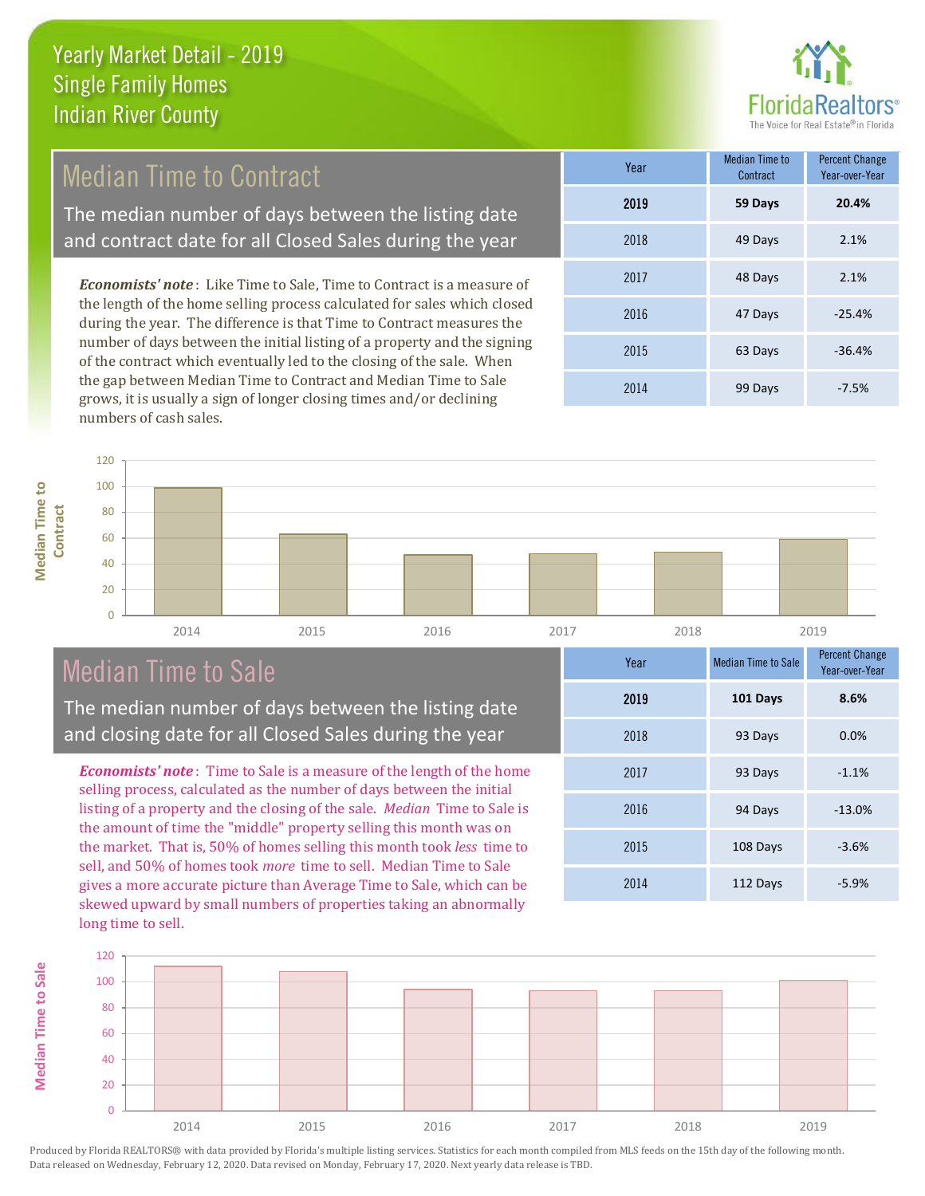# Yearly Market Detail - 2019
## Single Family Homes
## Indian River County

## Median Time to Contract

The median number of days between the listing date and contract date for all Closed Sales during the year

*Economists' note*: Like Time to Sale, Time to Contract is a measure of the length of the home selling process calculated for sales which closed during the year. The difference is that Time to Contract measures the number of days between the initial listing of a property and the signing of the contract which eventually led to the closing of the sale. When the gap between Median Time to Contract and Median Time to Sale grows, it is usually a sign of longer closing times and/or declining numbers of cash sales.

| Year | Median Time to Contract | Percent Change Year-over-Year |
|---|---|---|
| **2019** | **59 Days** | **20.4%** |
| 2018 | 49 Days | 2.1% |
| 2017 | 48 Days | 2.1% |
| 2016 | 47 Days | -25.4% |
| 2015 | 63 Days | -36.4% |
| 2014 | 99 Days | -7.5% |

## Median Time to Sale

The median number of days between the listing date and closing date for all Closed Sales during the year

*Economists' note*: Time to Sale is a measure of the length of the home selling process, calculated as the number of days between the initial listing of a property and the closing of the sale. *Median* Time to Sale is the amount of time the "middle" property selling this month was on the market. That is, 50% of homes selling this month took *less* time to sell, and 50% of homes took *more* time to sell. Median Time to Sale gives a more accurate picture than Average Time to Sale, which can be skewed upward by small numbers of properties taking an abnormally long time to sell.

| Year | Median Time to Sale | Percent Change Year-over-Year |
|---|---|---|
| **2019** | **101 Days** | **8.6%** |
| 2018 | 93 Days | 0.0% |
| 2017 | 93 Days | -1.1% |
| 2016 | 94 Days | -13.0% |
| 2015 | 108 Days | -3.6% |
| 2014 | 112 Days | -5.9% |

Produced by Florida REALTORS® with data provided by Florida's multiple listing services. Statistics for each month compiled from MLS feeds on the 15th day of the following month. Data released on Wednesday, February 12, 2020. Data revised on Monday, February 17, 2020. Next yearly data release is TBD.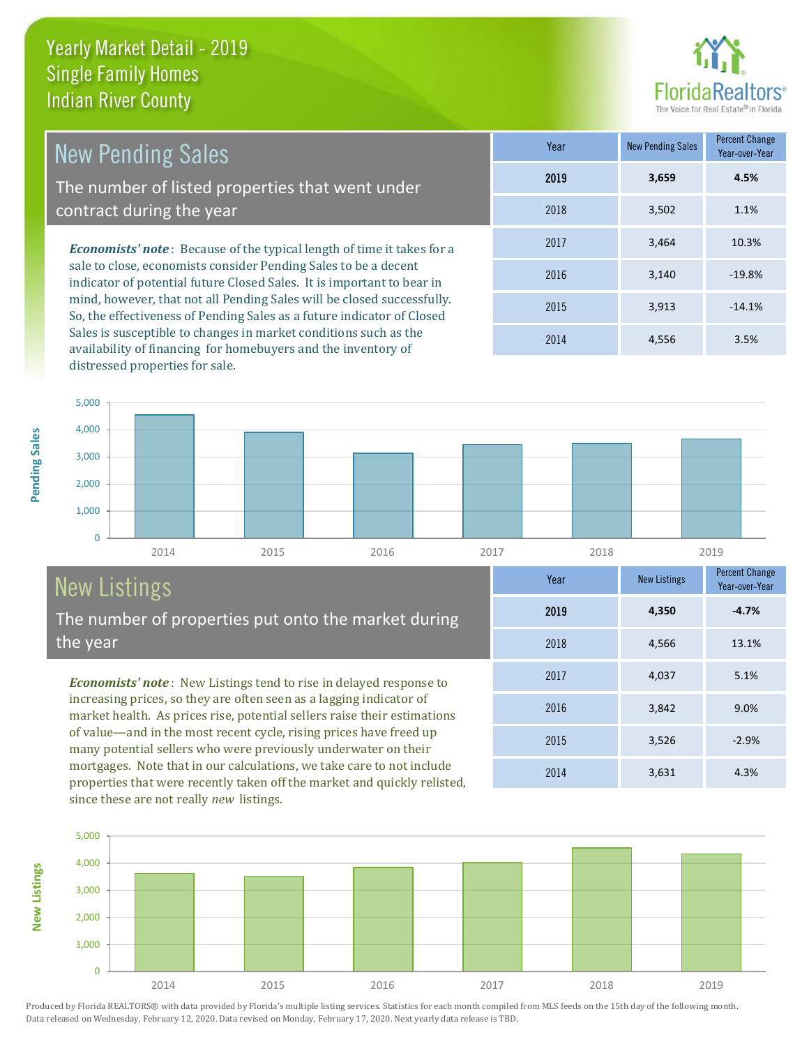# Yearly Market Detail - 2019
## Single Family Homes
## Indian River County

## New Pending Sales

The number of listed properties that went under contract during the year

***Economists' note***: Because of the typical length of time it takes for a sale to close, economists consider Pending Sales to be a decent indicator of potential future Closed Sales. It is important to bear in mind, however, that not all Pending Sales will be closed successfully. So, the effectiveness of Pending Sales as a future indicator of Closed Sales is susceptible to changes in market conditions such as the availability of financing for homebuyers and the inventory of distressed properties for sale.

| Year | New Pending Sales | Percent Change Year-over-Year |
|---|---|---|
| **2019** | **3,659** | **4.5%** |
| 2018 | 3,502 | 1.1% |
| 2017 | 3,464 | 10.3% |
| 2016 | 3,140 | -19.8% |
| 2015 | 3,913 | -14.1% |
| 2014 | 4,556 | 3.5% |

## New Listings

The number of properties put onto the market during the year

***Economists' note***: New Listings tend to rise in delayed response to increasing prices, so they are often seen as a lagging indicator of market health. As prices rise, potential sellers raise their estimations of value—and in the most recent cycle, rising prices have freed up many potential sellers who were previously underwater on their mortgages. Note that in our calculations, we take care to not include properties that were recently taken off the market and quickly relisted, since these are not really *new* listings.

| Year | New Listings | Percent Change Year-over-Year |
|---|---|---|
| **2019** | **4,350** | **-4.7%** |
| 2018 | 4,566 | 13.1% |
| 2017 | 4,037 | 5.1% |
| 2016 | 3,842 | 9.0% |
| 2015 | 3,526 | -2.9% |
| 2014 | 3,631 | 4.3% |

Produced by Florida REALTORS® with data provided by Florida's multiple listing services. Statistics for each month compiled from MLS feeds on the 15th day of the following month. Data released on Wednesday, February 12, 2020. Data revised on Monday, February 17, 2020. Next yearly data release is TBD.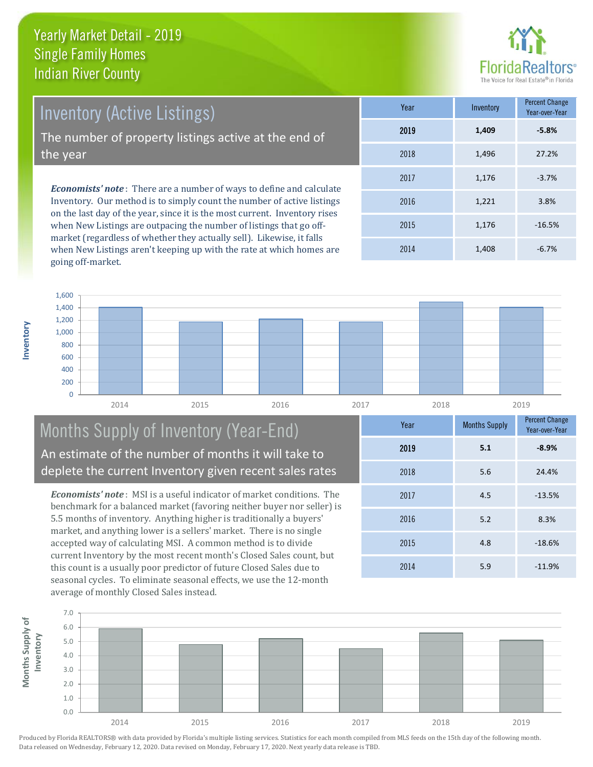# Yearly Market Detail - 2019
## Single Family Homes
## Indian River County

## Inventory (Active Listings)

The number of property listings active at the end of the year

*Economists' note*: There are a number of ways to define and calculate Inventory. Our method is to simply count the number of active listings on the last day of the year, since it is the most current. Inventory rises when New Listings are outpacing the number of listings that go off-market (regardless of whether they actually sell). Likewise, it falls when New Listings aren't keeping up with the rate at which homes are going off-market.

| Year | Inventory | Percent Change Year-over-Year |
|---|---|---|
| **2019** | **1,409** | **-5.8%** |
| 2018 | 1,496 | 27.2% |
| 2017 | 1,176 | -3.7% |
| 2016 | 1,221 | 3.8% |
| 2015 | 1,176 | -16.5% |
| 2014 | 1,408 | -6.7% |

## Months Supply of Inventory (Year-End)

An estimate of the number of months it will take to deplete the current Inventory given recent sales rates

*Economists' note*: MSI is a useful indicator of market conditions. The benchmark for a balanced market (favoring neither buyer nor seller) is 5.5 months of inventory. Anything higher is traditionally a buyers' market, and anything lower is a sellers' market. There is no single accepted way of calculating MSI. A common method is to divide current Inventory by the most recent month's Closed Sales count, but this count is a usually poor predictor of future Closed Sales due to seasonal cycles. To eliminate seasonal effects, we use the 12-month average of monthly Closed Sales instead.

| Year | Months Supply | Percent Change Year-over-Year |
|---|---|---|
| **2019** | **5.1** | **-8.9%** |
| 2018 | 5.6 | 24.4% |
| 2017 | 4.5 | -13.5% |
| 2016 | 5.2 | 8.3% |
| 2015 | 4.8 | -18.6% |
| 2014 | 5.9 | -11.9% |

Produced by Florida REALTORS® with data provided by Florida's multiple listing services. Statistics for each month compiled from MLS feeds on the 15th day of the following month. Data released on Wednesday, February 12, 2020. Data revised on Monday, February 17, 2020. Next yearly data release is TBD.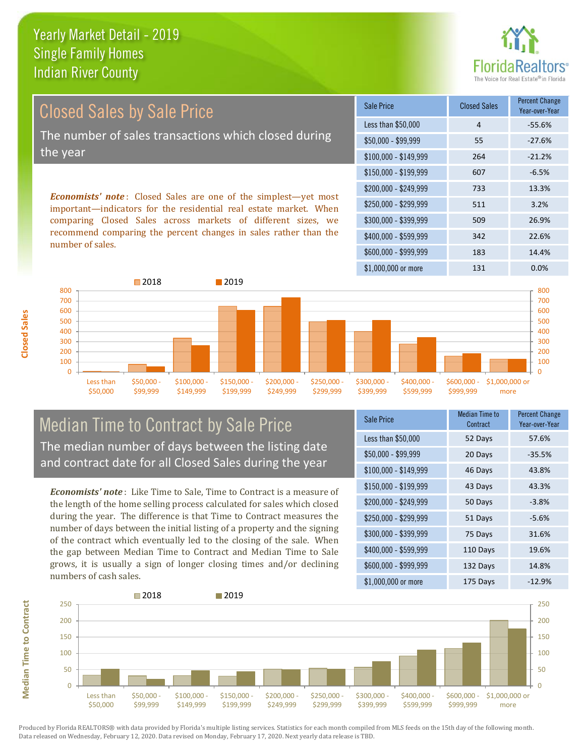# Yearly Market Detail - 2019
## Single Family Homes
## Indian River County

## Closed Sales by Sale Price

The number of sales transactions which closed during the year

***Economists' note***: Closed Sales are one of the simplest—yet most important—indicators for the residential real estate market. When comparing Closed Sales across markets of different sizes, we recommend comparing the percent changes in sales rather than the number of sales.

| Sale Price | Closed Sales | Percent Change Year-over-Year |
|---|---|---|
| Less than $50,000 | 4 | -55.6% |
| $50,000 - $99,999 | 55 | -27.6% |
| $100,000 - $149,999 | 264 | -21.2% |
| $150,000 - $199,999 | 607 | -6.5% |
| $200,000 - $249,999 | 733 | 13.3% |
| $250,000 - $299,999 | 511 | 3.2% |
| $300,000 - $399,999 | 509 | 26.9% |
| $400,000 - $599,999 | 342 | 22.6% |
| $600,000 - $999,999 | 183 | 14.4% |
| $1,000,000 or more | 131 | 0.0% |

## Median Time to Contract by Sale Price

The median number of days between the listing date and contract date for all Closed Sales during the year

***Economists' note***: Like Time to Sale, Time to Contract is a measure of the length of the home selling process calculated for sales which closed during the year. The difference is that Time to Contract measures the number of days between the initial listing of a property and the signing of the contract which eventually led to the closing of the sale. When the gap between Median Time to Contract and Median Time to Sale grows, it is usually a sign of longer closing times and/or declining numbers of cash sales.

| Sale Price | Median Time to Contract | Percent Change Year-over-Year |
|---|---|---|
| Less than $50,000 | 52 Days | 57.6% |
| $50,000 - $99,999 | 20 Days | -35.5% |
| $100,000 - $149,999 | 46 Days | 43.8% |
| $150,000 - $199,999 | 43 Days | 43.3% |
| $200,000 - $249,999 | 50 Days | -3.8% |
| $250,000 - $299,999 | 51 Days | -5.6% |
| $300,000 - $399,999 | 75 Days | 31.6% |
| $400,000 - $599,999 | 110 Days | 19.6% |
| $600,000 - $999,999 | 132 Days | 14.8% |
| $1,000,000 or more | 175 Days | -12.9% |

Produced by Florida REALTORS® with data provided by Florida's multiple listing services. Statistics for each month compiled from MLS feeds on the 15th day of the following month. Data released on Wednesday, February 12, 2020. Data revised on Monday, February 17, 2020. Next yearly data release is TBD.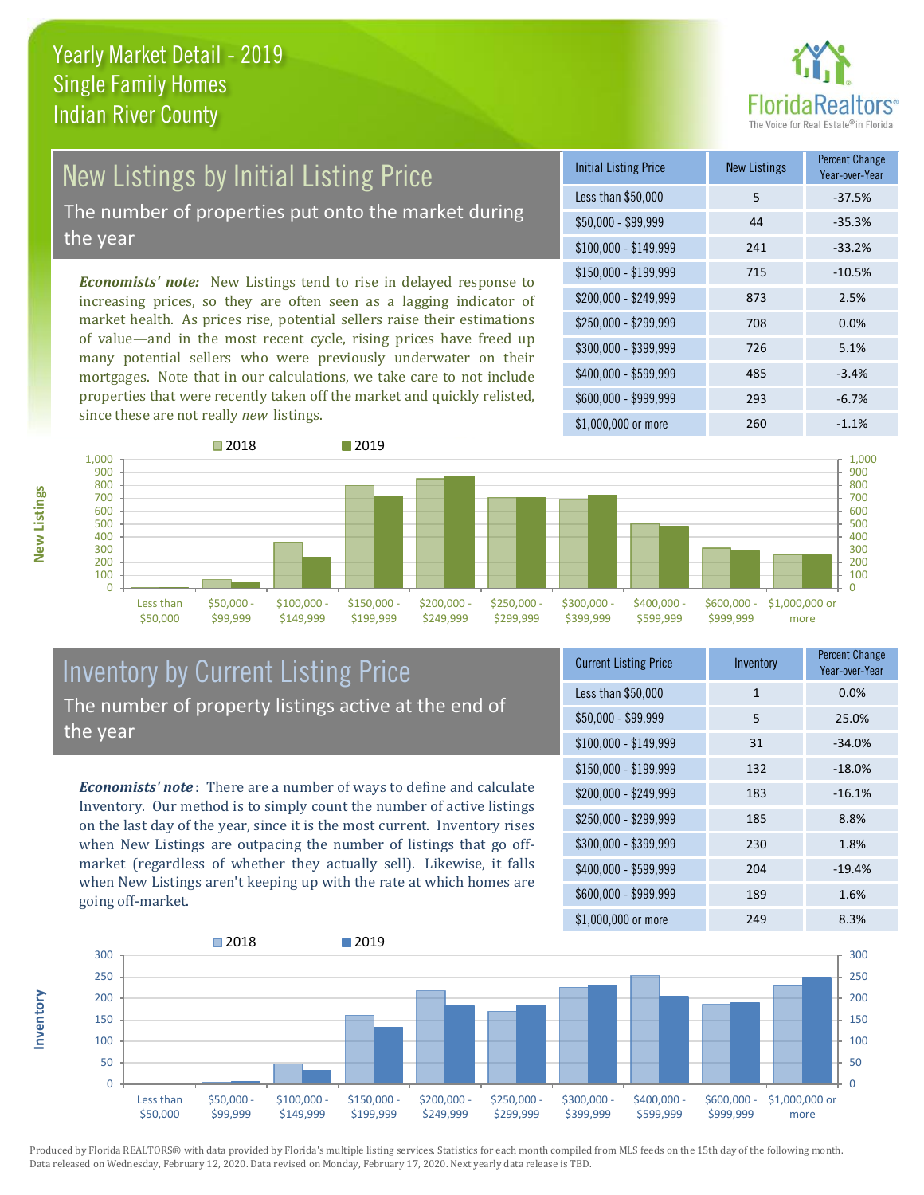# Yearly Market Detail - 2019
## Single Family Homes
## Indian River County

## New Listings by Initial Listing Price

The number of properties put onto the market during the year

*Economists' note:* New Listings tend to rise in delayed response to increasing prices, so they are often seen as a lagging indicator of market health. As prices rise, potential sellers raise their estimations of value—and in the most recent cycle, rising prices have freed up many potential sellers who were previously underwater on their mortgages. Note that in our calculations, we take care to not include properties that were recently taken off the market and quickly relisted, since these are not really *new* listings.

| Initial Listing Price | New Listings | Percent Change Year-over-Year |
|---|---|---|
| Less than $50,000 | 5 | -37.5% |
| $50,000 - $99,999 | 44 | -35.3% |
| $100,000 - $149,999 | 241 | -33.2% |
| $150,000 - $199,999 | 715 | -10.5% |
| $200,000 - $249,999 | 873 | 2.5% |
| $250,000 - $299,999 | 708 | 0.0% |
| $300,000 - $399,999 | 726 | 5.1% |
| $400,000 - $599,999 | 485 | -3.4% |
| $600,000 - $999,999 | 293 | -6.7% |
| $1,000,000 or more | 260 | -1.1% |

## Inventory by Current Listing Price

The number of property listings active at the end of the year

*Economists' note*: There are a number of ways to define and calculate Inventory. Our method is to simply count the number of active listings on the last day of the year, since it is the most current. Inventory rises when New Listings are outpacing the number of listings that go off-market (regardless of whether they actually sell). Likewise, it falls when New Listings aren't keeping up with the rate at which homes are going off-market.

| Current Listing Price | Inventory | Percent Change Year-over-Year |
|---|---|---|
| Less than $50,000 | 1 | 0.0% |
| $50,000 - $99,999 | 5 | 25.0% |
| $100,000 - $149,999 | 31 | -34.0% |
| $150,000 - $199,999 | 132 | -18.0% |
| $200,000 - $249,999 | 183 | -16.1% |
| $250,000 - $299,999 | 185 | 8.8% |
| $300,000 - $399,999 | 230 | 1.8% |
| $400,000 - $599,999 | 204 | -19.4% |
| $600,000 - $999,999 | 189 | 1.6% |
| $1,000,000 or more | 249 | 8.3% |

Produced by Florida REALTORS® with data provided by Florida's multiple listing services. Statistics for each month compiled from MLS feeds on the 15th day of the following month. Data released on Wednesday, February 12, 2020. Data revised on Monday, February 17, 2020. Next yearly data release is TBD.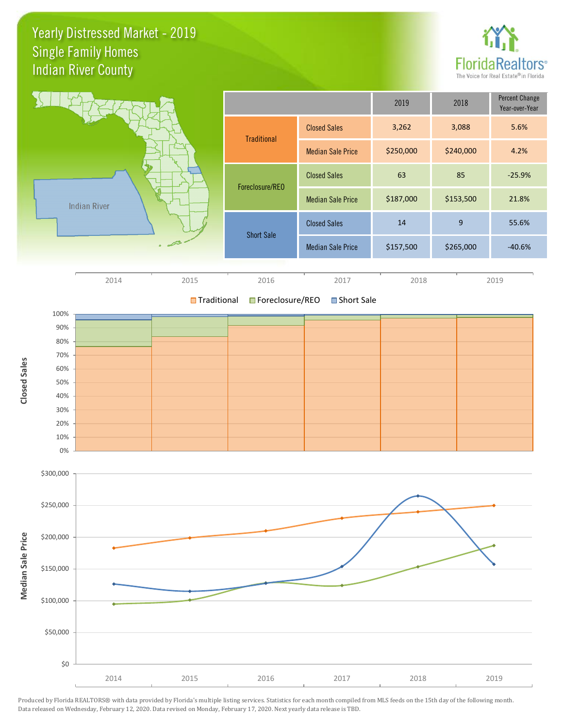# Yearly Distressed Market - 2019
## Single Family Homes
## Indian River County

FloridaRealtors®
The Voice for Real Estate® in Florida

Indian River

| | | 2019 | 2018 | Percent Change Year-over-Year |
|---|---|---|---|---|
| Traditional | Closed Sales | 3,262 | 3,088 | 5.6% |
| | Median Sale Price | $250,000 | $240,000 | 4.2% |
| Foreclosure/REO | Closed Sales | 63 | 85 | -25.9% |
| | Median Sale Price | $187,000 | $153,500 | 21.8% |
| Short Sale | Closed Sales | 14 | 9 | 55.6% |
| | Median Sale Price | $157,500 | $265,000 | -40.6% |

2014 2015 2016 2017 2018 2019

Traditional Foreclosure/REO Short Sale

Closed Sales

100% 90% 80% 70% 60% 50% 40% 30% 20% 10% 0%

Median Sale Price

$300,000 $250,000 $200,000 $150,000 $100,000 $50,000 $0

2014 2015 2016 2017 2018 2019

Produced by Florida REALTORS® with data provided by Florida's multiple listing services. Statistics for each month compiled from MLS feeds on the 15th day of the following month. Data released on Wednesday, February 12, 2020. Data revised on Monday, February 17, 2020. Next yearly data release is TBD.